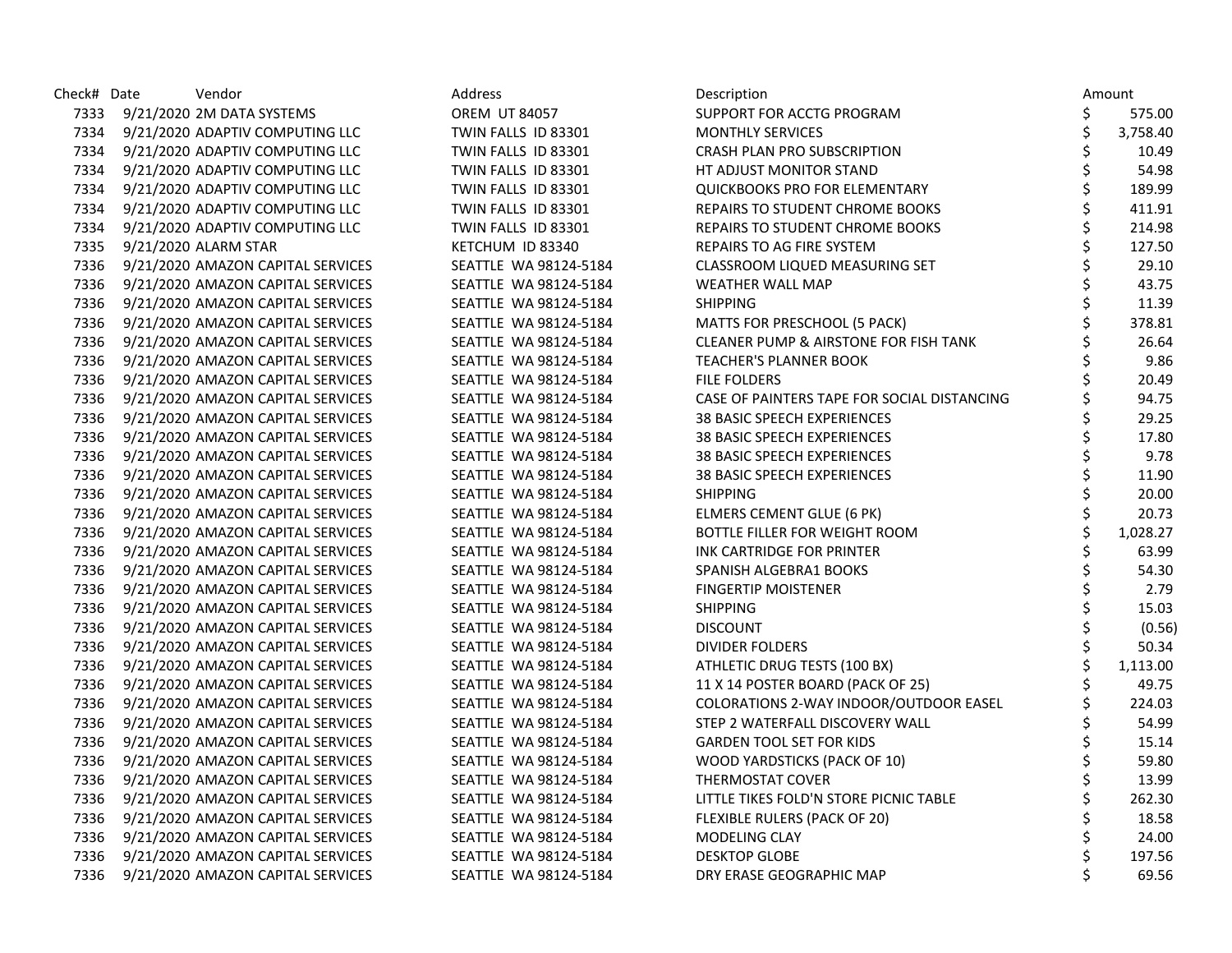| Check# | Date | Vendor | Address | Description | Amount |
|---|---|---|---|---|---|
| 7333 | 9/21/2020 | 2M DATA SYSTEMS | OREM UT 84057 | SUPPORT FOR ACCTG PROGRAM | $ 575.00 |
| 7334 | 9/21/2020 | ADAPTIV COMPUTING LLC | TWIN FALLS ID 83301 | MONTHLY SERVICES | $ 3,758.40 |
| 7334 | 9/21/2020 | ADAPTIV COMPUTING LLC | TWIN FALLS ID 83301 | CRASH PLAN PRO SUBSCRIPTION | $ 10.49 |
| 7334 | 9/21/2020 | ADAPTIV COMPUTING LLC | TWIN FALLS ID 83301 | HT ADJUST MONITOR STAND | $ 54.98 |
| 7334 | 9/21/2020 | ADAPTIV COMPUTING LLC | TWIN FALLS ID 83301 | QUICKBOOKS PRO FOR ELEMENTARY | $ 189.99 |
| 7334 | 9/21/2020 | ADAPTIV COMPUTING LLC | TWIN FALLS ID 83301 | REPAIRS TO STUDENT CHROME BOOKS | $ 411.91 |
| 7334 | 9/21/2020 | ADAPTIV COMPUTING LLC | TWIN FALLS ID 83301 | REPAIRS TO STUDENT CHROME BOOKS | $ 214.98 |
| 7335 | 9/21/2020 | ALARM STAR | KETCHUM ID 83340 | REPAIRS TO AG FIRE SYSTEM | $ 127.50 |
| 7336 | 9/21/2020 | AMAZON CAPITAL SERVICES | SEATTLE WA 98124-5184 | CLASSROOM LIQUED MEASURING SET | $ 29.10 |
| 7336 | 9/21/2020 | AMAZON CAPITAL SERVICES | SEATTLE WA 98124-5184 | WEATHER WALL MAP | $ 43.75 |
| 7336 | 9/21/2020 | AMAZON CAPITAL SERVICES | SEATTLE WA 98124-5184 | SHIPPING | $ 11.39 |
| 7336 | 9/21/2020 | AMAZON CAPITAL SERVICES | SEATTLE WA 98124-5184 | MATTS FOR PRESCHOOL (5 PACK) | $ 378.81 |
| 7336 | 9/21/2020 | AMAZON CAPITAL SERVICES | SEATTLE WA 98124-5184 | CLEANER PUMP & AIRSTONE FOR FISH TANK | $ 26.64 |
| 7336 | 9/21/2020 | AMAZON CAPITAL SERVICES | SEATTLE WA 98124-5184 | TEACHER'S PLANNER BOOK | $ 9.86 |
| 7336 | 9/21/2020 | AMAZON CAPITAL SERVICES | SEATTLE WA 98124-5184 | FILE FOLDERS | $ 20.49 |
| 7336 | 9/21/2020 | AMAZON CAPITAL SERVICES | SEATTLE WA 98124-5184 | CASE OF PAINTERS TAPE FOR SOCIAL DISTANCING | $ 94.75 |
| 7336 | 9/21/2020 | AMAZON CAPITAL SERVICES | SEATTLE WA 98124-5184 | 38 BASIC SPEECH EXPERIENCES | $ 29.25 |
| 7336 | 9/21/2020 | AMAZON CAPITAL SERVICES | SEATTLE WA 98124-5184 | 38 BASIC SPEECH EXPERIENCES | $ 17.80 |
| 7336 | 9/21/2020 | AMAZON CAPITAL SERVICES | SEATTLE WA 98124-5184 | 38 BASIC SPEECH EXPERIENCES | $ 9.78 |
| 7336 | 9/21/2020 | AMAZON CAPITAL SERVICES | SEATTLE WA 98124-5184 | 38 BASIC SPEECH EXPERIENCES | $ 11.90 |
| 7336 | 9/21/2020 | AMAZON CAPITAL SERVICES | SEATTLE WA 98124-5184 | SHIPPING | $ 20.00 |
| 7336 | 9/21/2020 | AMAZON CAPITAL SERVICES | SEATTLE WA 98124-5184 | ELMERS CEMENT GLUE (6 PK) | $ 20.73 |
| 7336 | 9/21/2020 | AMAZON CAPITAL SERVICES | SEATTLE WA 98124-5184 | BOTTLE FILLER FOR WEIGHT ROOM | $ 1,028.27 |
| 7336 | 9/21/2020 | AMAZON CAPITAL SERVICES | SEATTLE WA 98124-5184 | INK CARTRIDGE FOR PRINTER | $ 63.99 |
| 7336 | 9/21/2020 | AMAZON CAPITAL SERVICES | SEATTLE WA 98124-5184 | SPANISH ALGEBRA1 BOOKS | $ 54.30 |
| 7336 | 9/21/2020 | AMAZON CAPITAL SERVICES | SEATTLE WA 98124-5184 | FINGERTIP MOISTENER | $ 2.79 |
| 7336 | 9/21/2020 | AMAZON CAPITAL SERVICES | SEATTLE WA 98124-5184 | SHIPPING | $ 15.03 |
| 7336 | 9/21/2020 | AMAZON CAPITAL SERVICES | SEATTLE WA 98124-5184 | DISCOUNT | $ (0.56) |
| 7336 | 9/21/2020 | AMAZON CAPITAL SERVICES | SEATTLE WA 98124-5184 | DIVIDER FOLDERS | $ 50.34 |
| 7336 | 9/21/2020 | AMAZON CAPITAL SERVICES | SEATTLE WA 98124-5184 | ATHLETIC DRUG TESTS (100 BX) | $ 1,113.00 |
| 7336 | 9/21/2020 | AMAZON CAPITAL SERVICES | SEATTLE WA 98124-5184 | 11 X 14 POSTER BOARD (PACK OF 25) | $ 49.75 |
| 7336 | 9/21/2020 | AMAZON CAPITAL SERVICES | SEATTLE WA 98124-5184 | COLORATIONS 2-WAY INDOOR/OUTDOOR EASEL | $ 224.03 |
| 7336 | 9/21/2020 | AMAZON CAPITAL SERVICES | SEATTLE WA 98124-5184 | STEP 2 WATERFALL DISCOVERY WALL | $ 54.99 |
| 7336 | 9/21/2020 | AMAZON CAPITAL SERVICES | SEATTLE WA 98124-5184 | GARDEN TOOL SET FOR KIDS | $ 15.14 |
| 7336 | 9/21/2020 | AMAZON CAPITAL SERVICES | SEATTLE WA 98124-5184 | WOOD YARDSTICKS (PACK OF 10) | $ 59.80 |
| 7336 | 9/21/2020 | AMAZON CAPITAL SERVICES | SEATTLE WA 98124-5184 | THERMOSTAT COVER | $ 13.99 |
| 7336 | 9/21/2020 | AMAZON CAPITAL SERVICES | SEATTLE WA 98124-5184 | LITTLE TIKES FOLD'N STORE PICNIC TABLE | $ 262.30 |
| 7336 | 9/21/2020 | AMAZON CAPITAL SERVICES | SEATTLE WA 98124-5184 | FLEXIBLE RULERS (PACK OF 20) | $ 18.58 |
| 7336 | 9/21/2020 | AMAZON CAPITAL SERVICES | SEATTLE WA 98124-5184 | MODELING CLAY | $ 24.00 |
| 7336 | 9/21/2020 | AMAZON CAPITAL SERVICES | SEATTLE WA 98124-5184 | DESKTOP GLOBE | $ 197.56 |
| 7336 | 9/21/2020 | AMAZON CAPITAL SERVICES | SEATTLE WA 98124-5184 | DRY ERASE GEOGRAPHIC MAP | $ 69.56 |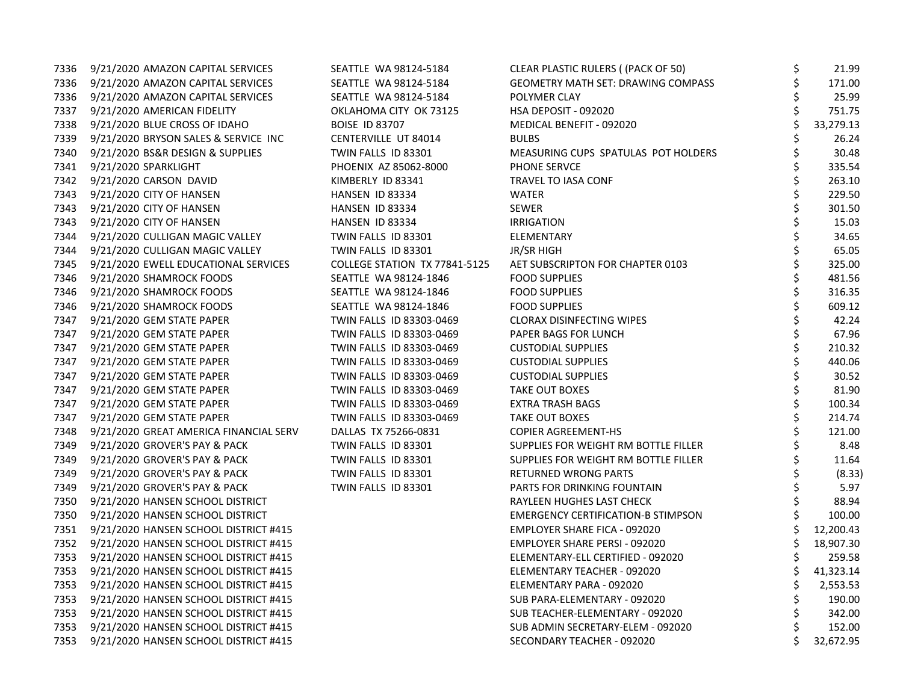| | | | | | |
|---|---|---|---|---|---|
| 7336 | 9/21/2020 | AMAZON CAPITAL SERVICES | SEATTLE WA 98124-5184 | CLEAR PLASTIC RULERS ( (PACK OF 50) | $ 21.99 |
| 7336 | 9/21/2020 | AMAZON CAPITAL SERVICES | SEATTLE WA 98124-5184 | GEOMETRY MATH SET: DRAWING COMPASS | $ 171.00 |
| 7336 | 9/21/2020 | AMAZON CAPITAL SERVICES | SEATTLE WA 98124-5184 | POLYMER CLAY | $ 25.99 |
| 7337 | 9/21/2020 | AMERICAN FIDELITY | OKLAHOMA CITY OK 73125 | HSA DEPOSIT - 092020 | $ 751.75 |
| 7338 | 9/21/2020 | BLUE CROSS OF IDAHO | BOISE ID 83707 | MEDICAL BENEFIT - 092020 | $ 33,279.13 |
| 7339 | 9/21/2020 | BRYSON SALES & SERVICE INC | CENTERVILLE UT 84014 | BULBS | $ 26.24 |
| 7340 | 9/21/2020 | BS&R DESIGN & SUPPLIES | TWIN FALLS ID 83301 | MEASURING CUPS SPATULAS POT HOLDERS | $ 30.48 |
| 7341 | 9/21/2020 | SPARKLIGHT | PHOENIX AZ 85062-8000 | PHONE SERVCE | $ 335.54 |
| 7342 | 9/21/2020 | CARSON DAVID | KIMBERLY ID 83341 | TRAVEL TO IASA CONF | $ 263.10 |
| 7343 | 9/21/2020 | CITY OF HANSEN | HANSEN ID 83334 | WATER | $ 229.50 |
| 7343 | 9/21/2020 | CITY OF HANSEN | HANSEN ID 83334 | SEWER | $ 301.50 |
| 7343 | 9/21/2020 | CITY OF HANSEN | HANSEN ID 83334 | IRRIGATION | $ 15.03 |
| 7344 | 9/21/2020 | CULLIGAN MAGIC VALLEY | TWIN FALLS ID 83301 | ELEMENTARY | $ 34.65 |
| 7344 | 9/21/2020 | CULLIGAN MAGIC VALLEY | TWIN FALLS ID 83301 | JR/SR HIGH | $ 65.05 |
| 7345 | 9/21/2020 | EWELL EDUCATIONAL SERVICES | COLLEGE STATION TX 77841-5125 | AET SUBSCRIPTON FOR CHAPTER 0103 | $ 325.00 |
| 7346 | 9/21/2020 | SHAMROCK FOODS | SEATTLE WA 98124-1846 | FOOD SUPPLIES | $ 481.56 |
| 7346 | 9/21/2020 | SHAMROCK FOODS | SEATTLE WA 98124-1846 | FOOD SUPPLIES | $ 316.35 |
| 7346 | 9/21/2020 | SHAMROCK FOODS | SEATTLE WA 98124-1846 | FOOD SUPPLIES | $ 609.12 |
| 7347 | 9/21/2020 | GEM STATE PAPER | TWIN FALLS ID 83303-0469 | CLORAX DISINFECTING WIPES | $ 42.24 |
| 7347 | 9/21/2020 | GEM STATE PAPER | TWIN FALLS ID 83303-0469 | PAPER BAGS FOR LUNCH | $ 67.96 |
| 7347 | 9/21/2020 | GEM STATE PAPER | TWIN FALLS ID 83303-0469 | CUSTODIAL SUPPLIES | $ 210.32 |
| 7347 | 9/21/2020 | GEM STATE PAPER | TWIN FALLS ID 83303-0469 | CUSTODIAL SUPPLIES | $ 440.06 |
| 7347 | 9/21/2020 | GEM STATE PAPER | TWIN FALLS ID 83303-0469 | CUSTODIAL SUPPLIES | $ 30.52 |
| 7347 | 9/21/2020 | GEM STATE PAPER | TWIN FALLS ID 83303-0469 | TAKE OUT BOXES | $ 81.90 |
| 7347 | 9/21/2020 | GEM STATE PAPER | TWIN FALLS ID 83303-0469 | EXTRA TRASH BAGS | $ 100.34 |
| 7347 | 9/21/2020 | GEM STATE PAPER | TWIN FALLS ID 83303-0469 | TAKE OUT BOXES | $ 214.74 |
| 7348 | 9/21/2020 | GREAT AMERICA FINANCIAL SERV | DALLAS TX 75266-0831 | COPIER AGREEMENT-HS | $ 121.00 |
| 7349 | 9/21/2020 | GROVER'S PAY & PACK | TWIN FALLS ID 83301 | SUPPLIES FOR WEIGHT RM BOTTLE FILLER | $ 8.48 |
| 7349 | 9/21/2020 | GROVER'S PAY & PACK | TWIN FALLS ID 83301 | SUPPLIES FOR WEIGHT RM BOTTLE FILLER | $ 11.64 |
| 7349 | 9/21/2020 | GROVER'S PAY & PACK | TWIN FALLS ID 83301 | RETURNED WRONG PARTS | $ (8.33) |
| 7349 | 9/21/2020 | GROVER'S PAY & PACK | TWIN FALLS ID 83301 | PARTS FOR DRINKING FOUNTAIN | $ 5.97 |
| 7350 | 9/21/2020 | HANSEN SCHOOL DISTRICT | | RAYLEEN HUGHES LAST CHECK | $ 88.94 |
| 7350 | 9/21/2020 | HANSEN SCHOOL DISTRICT | | EMERGENCY CERTIFICATION-B STIMPSON | $ 100.00 |
| 7351 | 9/21/2020 | HANSEN SCHOOL DISTRICT #415 | | EMPLOYER SHARE FICA - 092020 | $ 12,200.43 |
| 7352 | 9/21/2020 | HANSEN SCHOOL DISTRICT #415 | | EMPLOYER SHARE PERSI - 092020 | $ 18,907.30 |
| 7353 | 9/21/2020 | HANSEN SCHOOL DISTRICT #415 | | ELEMENTARY-ELL CERTIFIED - 092020 | $ 259.58 |
| 7353 | 9/21/2020 | HANSEN SCHOOL DISTRICT #415 | | ELEMENTARY TEACHER - 092020 | $ 41,323.14 |
| 7353 | 9/21/2020 | HANSEN SCHOOL DISTRICT #415 | | ELEMENTARY PARA - 092020 | $ 2,553.53 |
| 7353 | 9/21/2020 | HANSEN SCHOOL DISTRICT #415 | | SUB PARA-ELEMENTARY - 092020 | $ 190.00 |
| 7353 | 9/21/2020 | HANSEN SCHOOL DISTRICT #415 | | SUB TEACHER-ELEMENTARY - 092020 | $ 342.00 |
| 7353 | 9/21/2020 | HANSEN SCHOOL DISTRICT #415 | | SUB ADMIN SECRETARY-ELEM - 092020 | $ 152.00 |
| 7353 | 9/21/2020 | HANSEN SCHOOL DISTRICT #415 | | SECONDARY TEACHER - 092020 | $ 32,672.95 |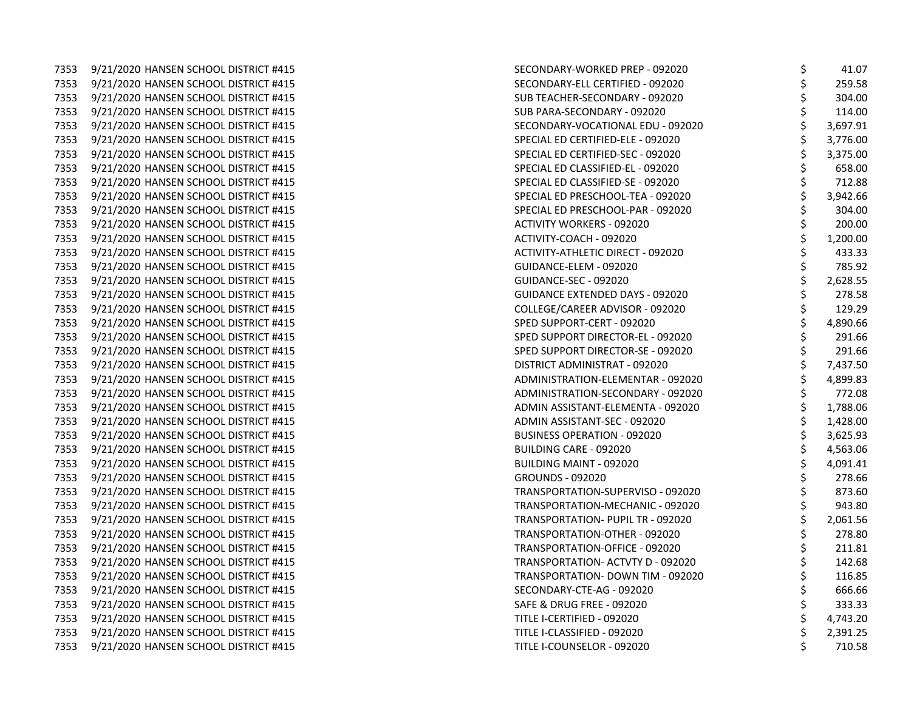| | | | | | |
|---|---|---|---|---|---|
| 7353 | 9/21/2020 | HANSEN SCHOOL DISTRICT #415 | SECONDARY-WORKED PREP - 092020 | $ | 41.07 |
| 7353 | 9/21/2020 | HANSEN SCHOOL DISTRICT #415 | SECONDARY-ELL CERTIFIED - 092020 | $ | 259.58 |
| 7353 | 9/21/2020 | HANSEN SCHOOL DISTRICT #415 | SUB TEACHER-SECONDARY - 092020 | $ | 304.00 |
| 7353 | 9/21/2020 | HANSEN SCHOOL DISTRICT #415 | SUB PARA-SECONDARY - 092020 | $ | 114.00 |
| 7353 | 9/21/2020 | HANSEN SCHOOL DISTRICT #415 | SECONDARY-VOCATIONAL EDU - 092020 | $ | 3,697.91 |
| 7353 | 9/21/2020 | HANSEN SCHOOL DISTRICT #415 | SPECIAL ED CERTIFIED-ELE - 092020 | $ | 3,776.00 |
| 7353 | 9/21/2020 | HANSEN SCHOOL DISTRICT #415 | SPECIAL ED CERTIFIED-SEC - 092020 | $ | 3,375.00 |
| 7353 | 9/21/2020 | HANSEN SCHOOL DISTRICT #415 | SPECIAL ED CLASSIFIED-EL - 092020 | $ | 658.00 |
| 7353 | 9/21/2020 | HANSEN SCHOOL DISTRICT #415 | SPECIAL ED CLASSIFIED-SE - 092020 | $ | 712.88 |
| 7353 | 9/21/2020 | HANSEN SCHOOL DISTRICT #415 | SPECIAL ED PRESCHOOL-TEA - 092020 | $ | 3,942.66 |
| 7353 | 9/21/2020 | HANSEN SCHOOL DISTRICT #415 | SPECIAL ED PRESCHOOL-PAR - 092020 | $ | 304.00 |
| 7353 | 9/21/2020 | HANSEN SCHOOL DISTRICT #415 | ACTIVITY WORKERS - 092020 | $ | 200.00 |
| 7353 | 9/21/2020 | HANSEN SCHOOL DISTRICT #415 | ACTIVITY-COACH - 092020 | $ | 1,200.00 |
| 7353 | 9/21/2020 | HANSEN SCHOOL DISTRICT #415 | ACTIVITY-ATHLETIC DIRECT - 092020 | $ | 433.33 |
| 7353 | 9/21/2020 | HANSEN SCHOOL DISTRICT #415 | GUIDANCE-ELEM - 092020 | $ | 785.92 |
| 7353 | 9/21/2020 | HANSEN SCHOOL DISTRICT #415 | GUIDANCE-SEC - 092020 | $ | 2,628.55 |
| 7353 | 9/21/2020 | HANSEN SCHOOL DISTRICT #415 | GUIDANCE EXTENDED DAYS - 092020 | $ | 278.58 |
| 7353 | 9/21/2020 | HANSEN SCHOOL DISTRICT #415 | COLLEGE/CAREER ADVISOR - 092020 | $ | 129.29 |
| 7353 | 9/21/2020 | HANSEN SCHOOL DISTRICT #415 | SPED SUPPORT-CERT - 092020 | $ | 4,890.66 |
| 7353 | 9/21/2020 | HANSEN SCHOOL DISTRICT #415 | SPED SUPPORT DIRECTOR-EL - 092020 | $ | 291.66 |
| 7353 | 9/21/2020 | HANSEN SCHOOL DISTRICT #415 | SPED SUPPORT DIRECTOR-SE - 092020 | $ | 291.66 |
| 7353 | 9/21/2020 | HANSEN SCHOOL DISTRICT #415 | DISTRICT ADMINISTRAT - 092020 | $ | 7,437.50 |
| 7353 | 9/21/2020 | HANSEN SCHOOL DISTRICT #415 | ADMINISTRATION-ELEMENTAR - 092020 | $ | 4,899.83 |
| 7353 | 9/21/2020 | HANSEN SCHOOL DISTRICT #415 | ADMINISTRATION-SECONDARY - 092020 | $ | 772.08 |
| 7353 | 9/21/2020 | HANSEN SCHOOL DISTRICT #415 | ADMIN ASSISTANT-ELEMENTA - 092020 | $ | 1,788.06 |
| 7353 | 9/21/2020 | HANSEN SCHOOL DISTRICT #415 | ADMIN ASSISTANT-SEC - 092020 | $ | 1,428.00 |
| 7353 | 9/21/2020 | HANSEN SCHOOL DISTRICT #415 | BUSINESS OPERATION - 092020 | $ | 3,625.93 |
| 7353 | 9/21/2020 | HANSEN SCHOOL DISTRICT #415 | BUILDING CARE - 092020 | $ | 4,563.06 |
| 7353 | 9/21/2020 | HANSEN SCHOOL DISTRICT #415 | BUILDING MAINT - 092020 | $ | 4,091.41 |
| 7353 | 9/21/2020 | HANSEN SCHOOL DISTRICT #415 | GROUNDS - 092020 | $ | 278.66 |
| 7353 | 9/21/2020 | HANSEN SCHOOL DISTRICT #415 | TRANSPORTATION-SUPERVISO - 092020 | $ | 873.60 |
| 7353 | 9/21/2020 | HANSEN SCHOOL DISTRICT #415 | TRANSPORTATION-MECHANIC - 092020 | $ | 943.80 |
| 7353 | 9/21/2020 | HANSEN SCHOOL DISTRICT #415 | TRANSPORTATION- PUPIL TR - 092020 | $ | 2,061.56 |
| 7353 | 9/21/2020 | HANSEN SCHOOL DISTRICT #415 | TRANSPORTATION-OTHER - 092020 | $ | 278.80 |
| 7353 | 9/21/2020 | HANSEN SCHOOL DISTRICT #415 | TRANSPORTATION-OFFICE - 092020 | $ | 211.81 |
| 7353 | 9/21/2020 | HANSEN SCHOOL DISTRICT #415 | TRANSPORTATION- ACTVTY D - 092020 | $ | 142.68 |
| 7353 | 9/21/2020 | HANSEN SCHOOL DISTRICT #415 | TRANSPORTATION- DOWN TIM - 092020 | $ | 116.85 |
| 7353 | 9/21/2020 | HANSEN SCHOOL DISTRICT #415 | SECONDARY-CTE-AG - 092020 | $ | 666.66 |
| 7353 | 9/21/2020 | HANSEN SCHOOL DISTRICT #415 | SAFE & DRUG FREE - 092020 | $ | 333.33 |
| 7353 | 9/21/2020 | HANSEN SCHOOL DISTRICT #415 | TITLE I-CERTIFIED - 092020 | $ | 4,743.20 |
| 7353 | 9/21/2020 | HANSEN SCHOOL DISTRICT #415 | TITLE I-CLASSIFIED - 092020 | $ | 2,391.25 |
| 7353 | 9/21/2020 | HANSEN SCHOOL DISTRICT #415 | TITLE I-COUNSELOR - 092020 | $ | 710.58 |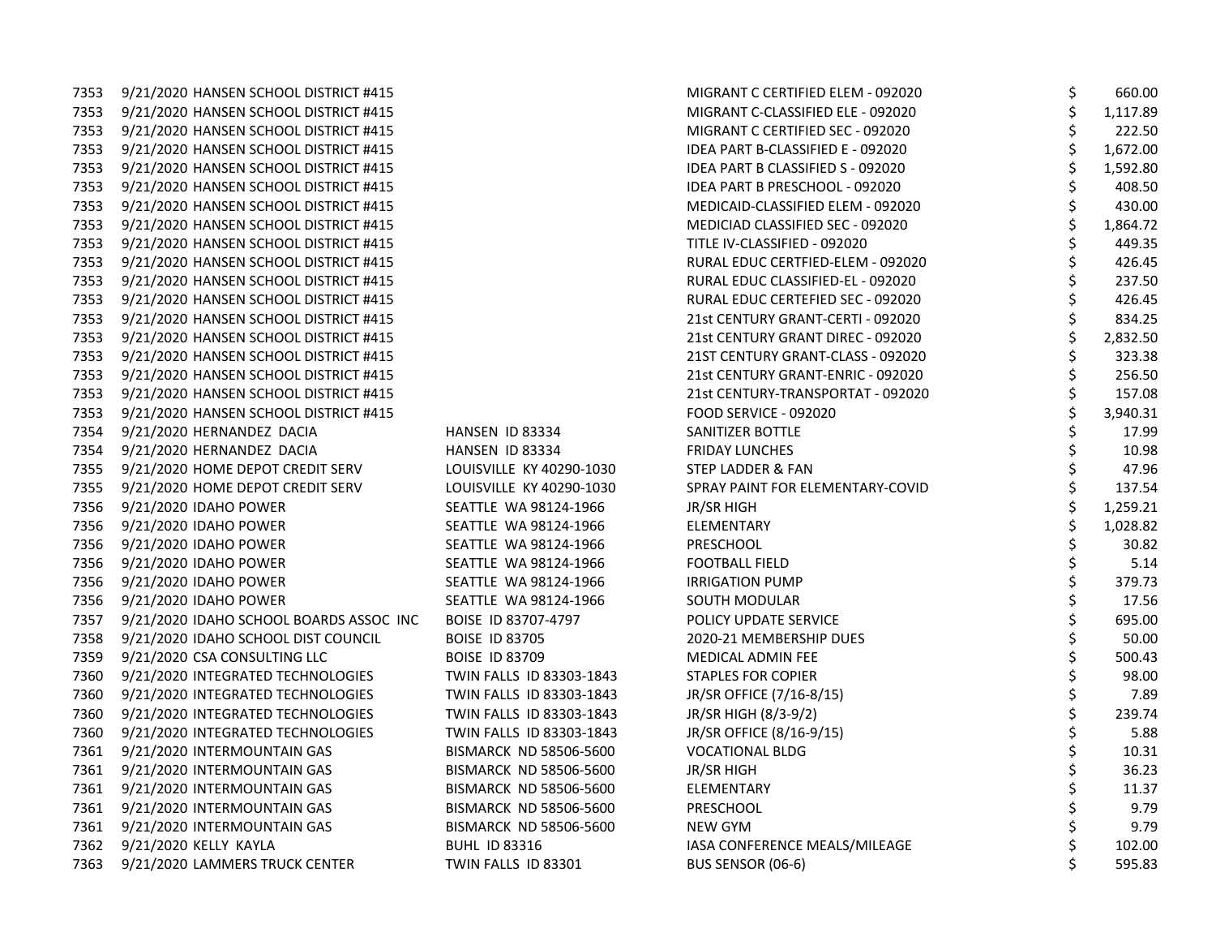| | | | | | |
|---|---|---|---|---|---|
| 7353 | 9/21/2020 | HANSEN SCHOOL DISTRICT #415 | | MIGRANT C CERTIFIED ELEM - 092020 | $ 660.00 |
| 7353 | 9/21/2020 | HANSEN SCHOOL DISTRICT #415 | | MIGRANT C-CLASSIFIED ELE - 092020 | $ 1,117.89 |
| 7353 | 9/21/2020 | HANSEN SCHOOL DISTRICT #415 | | MIGRANT C CERTIFIED SEC - 092020 | $ 222.50 |
| 7353 | 9/21/2020 | HANSEN SCHOOL DISTRICT #415 | | IDEA PART B-CLASSIFIED E - 092020 | $ 1,672.00 |
| 7353 | 9/21/2020 | HANSEN SCHOOL DISTRICT #415 | | IDEA PART B CLASSIFIED S - 092020 | $ 1,592.80 |
| 7353 | 9/21/2020 | HANSEN SCHOOL DISTRICT #415 | | IDEA PART B PRESCHOOL - 092020 | $ 408.50 |
| 7353 | 9/21/2020 | HANSEN SCHOOL DISTRICT #415 | | MEDICAID-CLASSIFIED ELEM - 092020 | $ 430.00 |
| 7353 | 9/21/2020 | HANSEN SCHOOL DISTRICT #415 | | MEDICIAD CLASSIFIED SEC - 092020 | $ 1,864.72 |
| 7353 | 9/21/2020 | HANSEN SCHOOL DISTRICT #415 | | TITLE IV-CLASSIFIED - 092020 | $ 449.35 |
| 7353 | 9/21/2020 | HANSEN SCHOOL DISTRICT #415 | | RURAL EDUC CERTFIED-ELEM - 092020 | $ 426.45 |
| 7353 | 9/21/2020 | HANSEN SCHOOL DISTRICT #415 | | RURAL EDUC CLASSIFIED-EL - 092020 | $ 237.50 |
| 7353 | 9/21/2020 | HANSEN SCHOOL DISTRICT #415 | | RURAL EDUC CERTEFIED SEC - 092020 | $ 426.45 |
| 7353 | 9/21/2020 | HANSEN SCHOOL DISTRICT #415 | | 21st CENTURY GRANT-CERTI - 092020 | $ 834.25 |
| 7353 | 9/21/2020 | HANSEN SCHOOL DISTRICT #415 | | 21st CENTURY GRANT DIREC - 092020 | $ 2,832.50 |
| 7353 | 9/21/2020 | HANSEN SCHOOL DISTRICT #415 | | 21ST CENTURY GRANT-CLASS - 092020 | $ 323.38 |
| 7353 | 9/21/2020 | HANSEN SCHOOL DISTRICT #415 | | 21st CENTURY GRANT-ENRIC - 092020 | $ 256.50 |
| 7353 | 9/21/2020 | HANSEN SCHOOL DISTRICT #415 | | 21st CENTURY-TRANSPORTAT - 092020 | $ 157.08 |
| 7353 | 9/21/2020 | HANSEN SCHOOL DISTRICT #415 | | FOOD SERVICE - 092020 | $ 3,940.31 |
| 7354 | 9/21/2020 | HERNANDEZ DACIA | HANSEN ID 83334 | SANITIZER BOTTLE | $ 17.99 |
| 7354 | 9/21/2020 | HERNANDEZ DACIA | HANSEN ID 83334 | FRIDAY LUNCHES | $ 10.98 |
| 7355 | 9/21/2020 | HOME DEPOT CREDIT SERV | LOUISVILLE KY 40290-1030 | STEP LADDER & FAN | $ 47.96 |
| 7355 | 9/21/2020 | HOME DEPOT CREDIT SERV | LOUISVILLE KY 40290-1030 | SPRAY PAINT FOR ELEMENTARY-COVID | $ 137.54 |
| 7356 | 9/21/2020 | IDAHO POWER | SEATTLE WA 98124-1966 | JR/SR HIGH | $ 1,259.21 |
| 7356 | 9/21/2020 | IDAHO POWER | SEATTLE WA 98124-1966 | ELEMENTARY | $ 1,028.82 |
| 7356 | 9/21/2020 | IDAHO POWER | SEATTLE WA 98124-1966 | PRESCHOOL | $ 30.82 |
| 7356 | 9/21/2020 | IDAHO POWER | SEATTLE WA 98124-1966 | FOOTBALL FIELD | $ 5.14 |
| 7356 | 9/21/2020 | IDAHO POWER | SEATTLE WA 98124-1966 | IRRIGATION PUMP | $ 379.73 |
| 7356 | 9/21/2020 | IDAHO POWER | SEATTLE WA 98124-1966 | SOUTH MODULAR | $ 17.56 |
| 7357 | 9/21/2020 | IDAHO SCHOOL BOARDS ASSOC INC | BOISE ID 83707-4797 | POLICY UPDATE SERVICE | $ 695.00 |
| 7358 | 9/21/2020 | IDAHO SCHOOL DIST COUNCIL | BOISE ID 83705 | 2020-21 MEMBERSHIP DUES | $ 50.00 |
| 7359 | 9/21/2020 | CSA CONSULTING LLC | BOISE ID 83709 | MEDICAL ADMIN FEE | $ 500.43 |
| 7360 | 9/21/2020 | INTEGRATED TECHNOLOGIES | TWIN FALLS ID 83303-1843 | STAPLES FOR COPIER | $ 98.00 |
| 7360 | 9/21/2020 | INTEGRATED TECHNOLOGIES | TWIN FALLS ID 83303-1843 | JR/SR OFFICE (7/16-8/15) | $ 7.89 |
| 7360 | 9/21/2020 | INTEGRATED TECHNOLOGIES | TWIN FALLS ID 83303-1843 | JR/SR HIGH (8/3-9/2) | $ 239.74 |
| 7360 | 9/21/2020 | INTEGRATED TECHNOLOGIES | TWIN FALLS ID 83303-1843 | JR/SR OFFICE (8/16-9/15) | $ 5.88 |
| 7361 | 9/21/2020 | INTERMOUNTAIN GAS | BISMARCK ND 58506-5600 | VOCATIONAL BLDG | $ 10.31 |
| 7361 | 9/21/2020 | INTERMOUNTAIN GAS | BISMARCK ND 58506-5600 | JR/SR HIGH | $ 36.23 |
| 7361 | 9/21/2020 | INTERMOUNTAIN GAS | BISMARCK ND 58506-5600 | ELEMENTARY | $ 11.37 |
| 7361 | 9/21/2020 | INTERMOUNTAIN GAS | BISMARCK ND 58506-5600 | PRESCHOOL | $ 9.79 |
| 7361 | 9/21/2020 | INTERMOUNTAIN GAS | BISMARCK ND 58506-5600 | NEW GYM | $ 9.79 |
| 7362 | 9/21/2020 | KELLY KAYLA | BUHL ID 83316 | IASA CONFERENCE MEALS/MILEAGE | $ 102.00 |
| 7363 | 9/21/2020 | LAMMERS TRUCK CENTER | TWIN FALLS ID 83301 | BUS SENSOR (06-6) | $ 595.83 |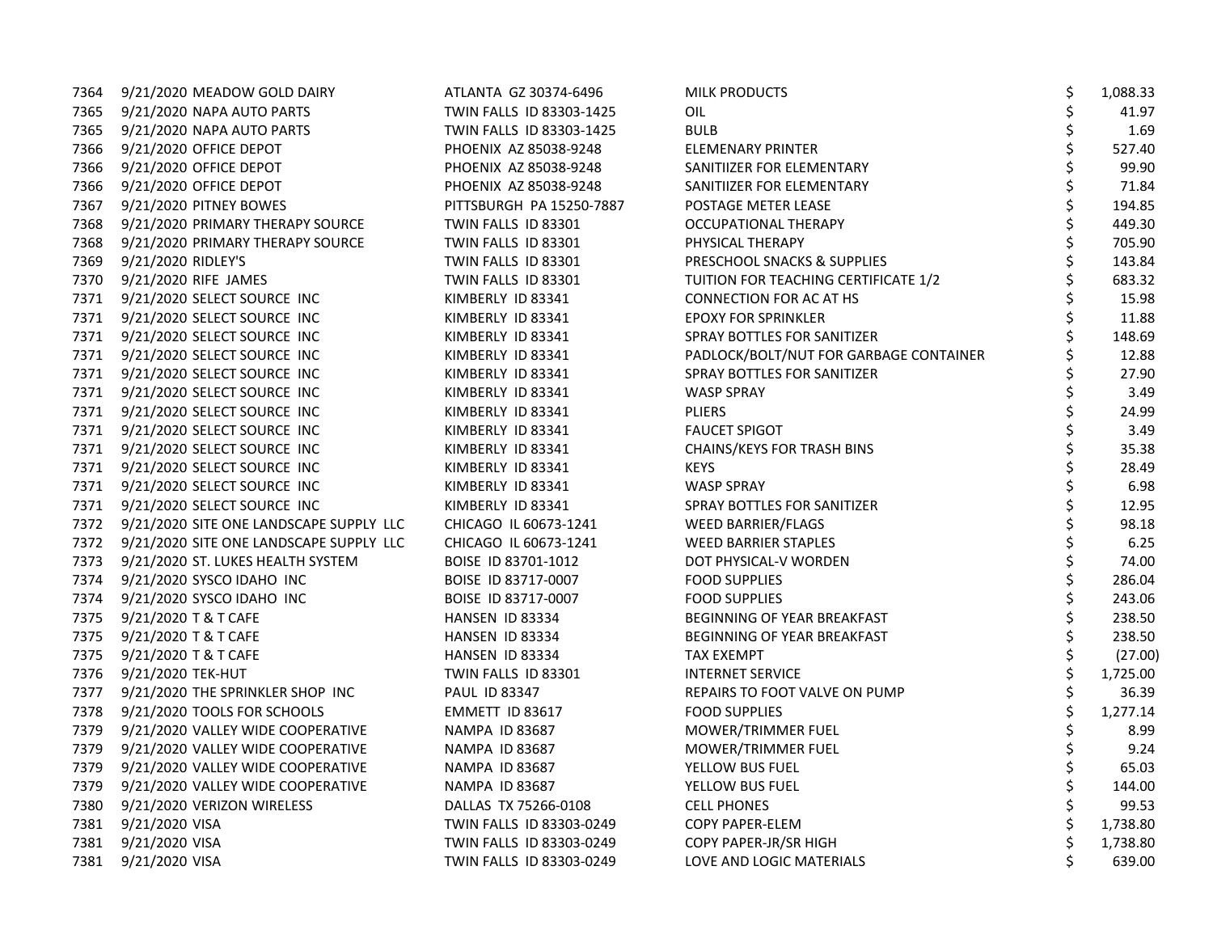| | | | | | |
|---|---|---|---|---|---|
| 7364 | 9/21/2020 | MEADOW GOLD DAIRY | ATLANTA GZ 30374-6496 | MILK PRODUCTS | $ 1,088.33 |
| 7365 | 9/21/2020 | NAPA AUTO PARTS | TWIN FALLS ID 83303-1425 | OIL | $ 41.97 |
| 7365 | 9/21/2020 | NAPA AUTO PARTS | TWIN FALLS ID 83303-1425 | BULB | $ 1.69 |
| 7366 | 9/21/2020 | OFFICE DEPOT | PHOENIX AZ 85038-9248 | ELEMENARY PRINTER | $ 527.40 |
| 7366 | 9/21/2020 | OFFICE DEPOT | PHOENIX AZ 85038-9248 | SANITIIZER FOR ELEMENTARY | $ 99.90 |
| 7366 | 9/21/2020 | OFFICE DEPOT | PHOENIX AZ 85038-9248 | SANITIIZER FOR ELEMENTARY | $ 71.84 |
| 7367 | 9/21/2020 | PITNEY BOWES | PITTSBURGH PA 15250-7887 | POSTAGE METER LEASE | $ 194.85 |
| 7368 | 9/21/2020 | PRIMARY THERAPY SOURCE | TWIN FALLS ID 83301 | OCCUPATIONAL THERAPY | $ 449.30 |
| 7368 | 9/21/2020 | PRIMARY THERAPY SOURCE | TWIN FALLS ID 83301 | PHYSICAL THERAPY | $ 705.90 |
| 7369 | 9/21/2020 | RIDLEY'S | TWIN FALLS ID 83301 | PRESCHOOL SNACKS & SUPPLIES | $ 143.84 |
| 7370 | 9/21/2020 | RIFE JAMES | TWIN FALLS ID 83301 | TUITION FOR TEACHING CERTIFICATE 1/2 | $ 683.32 |
| 7371 | 9/21/2020 | SELECT SOURCE INC | KIMBERLY ID 83341 | CONNECTION FOR AC AT HS | $ 15.98 |
| 7371 | 9/21/2020 | SELECT SOURCE INC | KIMBERLY ID 83341 | EPOXY FOR SPRINKLER | $ 11.88 |
| 7371 | 9/21/2020 | SELECT SOURCE INC | KIMBERLY ID 83341 | SPRAY BOTTLES FOR SANITIZER | $ 148.69 |
| 7371 | 9/21/2020 | SELECT SOURCE INC | KIMBERLY ID 83341 | PADLOCK/BOLT/NUT FOR GARBAGE CONTAINER | $ 12.88 |
| 7371 | 9/21/2020 | SELECT SOURCE INC | KIMBERLY ID 83341 | SPRAY BOTTLES FOR SANITIZER | $ 27.90 |
| 7371 | 9/21/2020 | SELECT SOURCE INC | KIMBERLY ID 83341 | WASP SPRAY | $ 3.49 |
| 7371 | 9/21/2020 | SELECT SOURCE INC | KIMBERLY ID 83341 | PLIERS | $ 24.99 |
| 7371 | 9/21/2020 | SELECT SOURCE INC | KIMBERLY ID 83341 | FAUCET SPIGOT | $ 3.49 |
| 7371 | 9/21/2020 | SELECT SOURCE INC | KIMBERLY ID 83341 | CHAINS/KEYS FOR TRASH BINS | $ 35.38 |
| 7371 | 9/21/2020 | SELECT SOURCE INC | KIMBERLY ID 83341 | KEYS | $ 28.49 |
| 7371 | 9/21/2020 | SELECT SOURCE INC | KIMBERLY ID 83341 | WASP SPRAY | $ 6.98 |
| 7371 | 9/21/2020 | SELECT SOURCE INC | KIMBERLY ID 83341 | SPRAY BOTTLES FOR SANITIZER | $ 12.95 |
| 7372 | 9/21/2020 | SITE ONE LANDSCAPE SUPPLY LLC | CHICAGO IL 60673-1241 | WEED BARRIER/FLAGS | $ 98.18 |
| 7372 | 9/21/2020 | SITE ONE LANDSCAPE SUPPLY LLC | CHICAGO IL 60673-1241 | WEED BARRIER STAPLES | $ 6.25 |
| 7373 | 9/21/2020 | ST. LUKES HEALTH SYSTEM | BOISE ID 83701-1012 | DOT PHYSICAL-V WORDEN | $ 74.00 |
| 7374 | 9/21/2020 | SYSCO IDAHO INC | BOISE ID 83717-0007 | FOOD SUPPLIES | $ 286.04 |
| 7374 | 9/21/2020 | SYSCO IDAHO INC | BOISE ID 83717-0007 | FOOD SUPPLIES | $ 243.06 |
| 7375 | 9/21/2020 | T & T CAFE | HANSEN ID 83334 | BEGINNING OF YEAR BREAKFAST | $ 238.50 |
| 7375 | 9/21/2020 | T & T CAFE | HANSEN ID 83334 | BEGINNING OF YEAR BREAKFAST | $ 238.50 |
| 7375 | 9/21/2020 | T & T CAFE | HANSEN ID 83334 | TAX EXEMPT | $ (27.00) |
| 7376 | 9/21/2020 | TEK-HUT | TWIN FALLS ID 83301 | INTERNET SERVICE | $ 1,725.00 |
| 7377 | 9/21/2020 | THE SPRINKLER SHOP INC | PAUL ID 83347 | REPAIRS TO FOOT VALVE ON PUMP | $ 36.39 |
| 7378 | 9/21/2020 | TOOLS FOR SCHOOLS | EMMETT ID 83617 | FOOD SUPPLIES | $ 1,277.14 |
| 7379 | 9/21/2020 | VALLEY WIDE COOPERATIVE | NAMPA ID 83687 | MOWER/TRIMMER FUEL | $ 8.99 |
| 7379 | 9/21/2020 | VALLEY WIDE COOPERATIVE | NAMPA ID 83687 | MOWER/TRIMMER FUEL | $ 9.24 |
| 7379 | 9/21/2020 | VALLEY WIDE COOPERATIVE | NAMPA ID 83687 | YELLOW BUS FUEL | $ 65.03 |
| 7379 | 9/21/2020 | VALLEY WIDE COOPERATIVE | NAMPA ID 83687 | YELLOW BUS FUEL | $ 144.00 |
| 7380 | 9/21/2020 | VERIZON WIRELESS | DALLAS TX 75266-0108 | CELL PHONES | $ 99.53 |
| 7381 | 9/21/2020 | VISA | TWIN FALLS ID 83303-0249 | COPY PAPER-ELEM | $ 1,738.80 |
| 7381 | 9/21/2020 | VISA | TWIN FALLS ID 83303-0249 | COPY PAPER-JR/SR HIGH | $ 1,738.80 |
| 7381 | 9/21/2020 | VISA | TWIN FALLS ID 83303-0249 | LOVE AND LOGIC MATERIALS | $ 639.00 |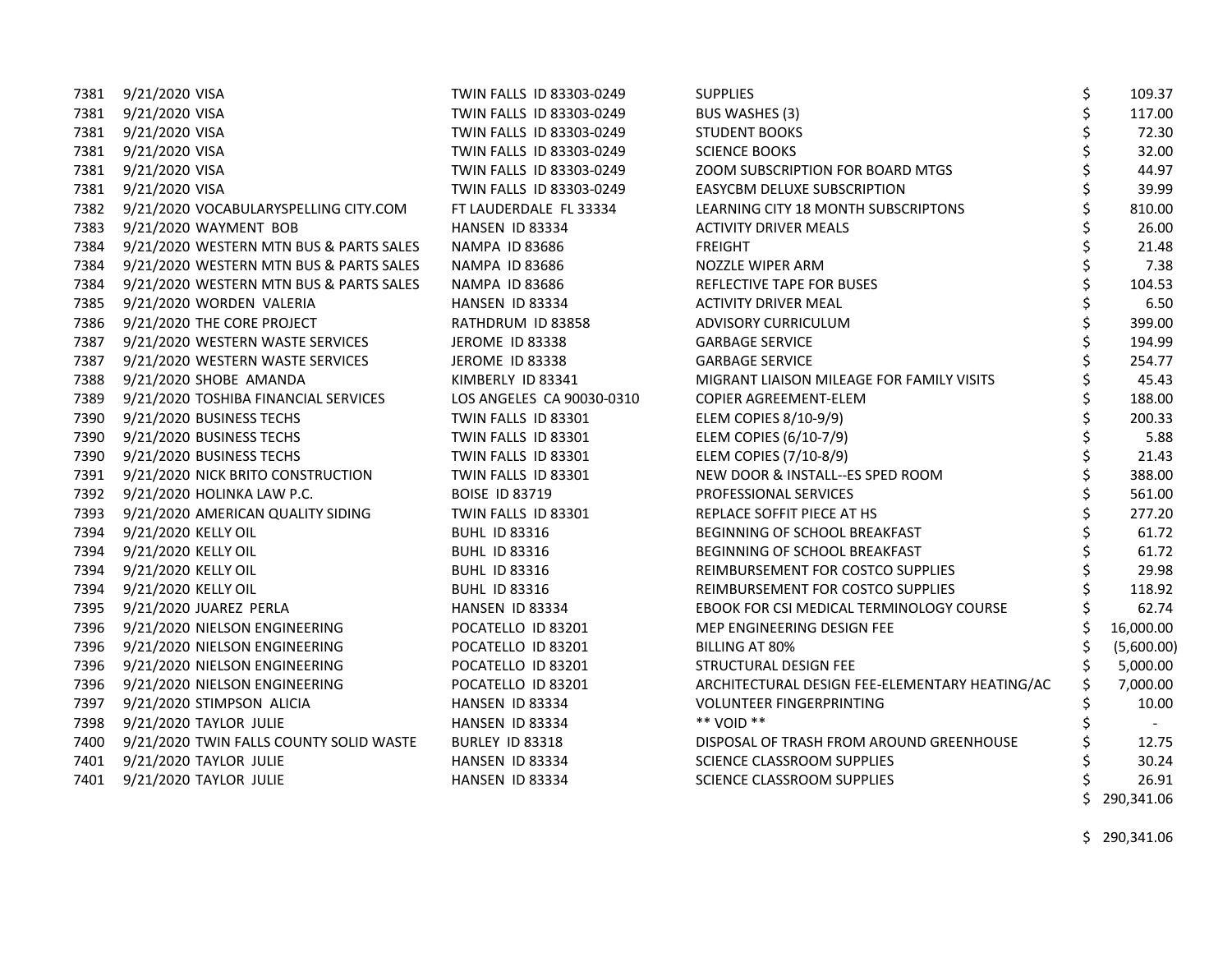| | | | | | | |
|---|---|---|---|---|---|---|
| 7381 | 9/21/2020 | VISA | TWIN FALLS ID 83303-0249 | SUPPLIES | $ | 109.37 |
| 7381 | 9/21/2020 | VISA | TWIN FALLS ID 83303-0249 | BUS WASHES (3) | $ | 117.00 |
| 7381 | 9/21/2020 | VISA | TWIN FALLS ID 83303-0249 | STUDENT BOOKS | $ | 72.30 |
| 7381 | 9/21/2020 | VISA | TWIN FALLS ID 83303-0249 | SCIENCE BOOKS | $ | 32.00 |
| 7381 | 9/21/2020 | VISA | TWIN FALLS ID 83303-0249 | ZOOM SUBSCRIPTION FOR BOARD MTGS | $ | 44.97 |
| 7381 | 9/21/2020 | VISA | TWIN FALLS ID 83303-0249 | EASYCBM DELUXE SUBSCRIPTION | $ | 39.99 |
| 7382 | 9/21/2020 | VOCABULARYSPELLING CITY.COM | FT LAUDERDALE FL 33334 | LEARNING CITY 18 MONTH SUBSCRIPTONS | $ | 810.00 |
| 7383 | 9/21/2020 | WAYMENT BOB | HANSEN ID 83334 | ACTIVITY DRIVER MEALS | $ | 26.00 |
| 7384 | 9/21/2020 | WESTERN MTN BUS & PARTS SALES | NAMPA ID 83686 | FREIGHT | $ | 21.48 |
| 7384 | 9/21/2020 | WESTERN MTN BUS & PARTS SALES | NAMPA ID 83686 | NOZZLE WIPER ARM | $ | 7.38 |
| 7384 | 9/21/2020 | WESTERN MTN BUS & PARTS SALES | NAMPA ID 83686 | REFLECTIVE TAPE FOR BUSES | $ | 104.53 |
| 7385 | 9/21/2020 | WORDEN VALERIA | HANSEN ID 83334 | ACTIVITY DRIVER MEAL | $ | 6.50 |
| 7386 | 9/21/2020 | THE CORE PROJECT | RATHDRUM ID 83858 | ADVISORY CURRICULUM | $ | 399.00 |
| 7387 | 9/21/2020 | WESTERN WASTE SERVICES | JEROME ID 83338 | GARBAGE SERVICE | $ | 194.99 |
| 7387 | 9/21/2020 | WESTERN WASTE SERVICES | JEROME ID 83338 | GARBAGE SERVICE | $ | 254.77 |
| 7388 | 9/21/2020 | SHOBE AMANDA | KIMBERLY ID 83341 | MIGRANT LIAISON MILEAGE FOR FAMILY VISITS | $ | 45.43 |
| 7389 | 9/21/2020 | TOSHIBA FINANCIAL SERVICES | LOS ANGELES CA 90030-0310 | COPIER AGREEMENT-ELEM | $ | 188.00 |
| 7390 | 9/21/2020 | BUSINESS TECHS | TWIN FALLS ID 83301 | ELEM COPIES 8/10-9/9) | $ | 200.33 |
| 7390 | 9/21/2020 | BUSINESS TECHS | TWIN FALLS ID 83301 | ELEM COPIES (6/10-7/9) | $ | 5.88 |
| 7390 | 9/21/2020 | BUSINESS TECHS | TWIN FALLS ID 83301 | ELEM COPIES (7/10-8/9) | $ | 21.43 |
| 7391 | 9/21/2020 | NICK BRITO CONSTRUCTION | TWIN FALLS ID 83301 | NEW DOOR & INSTALL--ES SPED ROOM | $ | 388.00 |
| 7392 | 9/21/2020 | HOLINKA LAW P.C. | BOISE ID 83719 | PROFESSIONAL SERVICES | $ | 561.00 |
| 7393 | 9/21/2020 | AMERICAN QUALITY SIDING | TWIN FALLS ID 83301 | REPLACE SOFFIT PIECE AT HS | $ | 277.20 |
| 7394 | 9/21/2020 | KELLY OIL | BUHL ID 83316 | BEGINNING OF SCHOOL BREAKFAST | $ | 61.72 |
| 7394 | 9/21/2020 | KELLY OIL | BUHL ID 83316 | BEGINNING OF SCHOOL BREAKFAST | $ | 61.72 |
| 7394 | 9/21/2020 | KELLY OIL | BUHL ID 83316 | REIMBURSEMENT FOR COSTCO SUPPLIES | $ | 29.98 |
| 7394 | 9/21/2020 | KELLY OIL | BUHL ID 83316 | REIMBURSEMENT FOR COSTCO SUPPLIES | $ | 118.92 |
| 7395 | 9/21/2020 | JUAREZ PERLA | HANSEN ID 83334 | EBOOK FOR CSI MEDICAL TERMINOLOGY COURSE | $ | 62.74 |
| 7396 | 9/21/2020 | NIELSON ENGINEERING | POCATELLO ID 83201 | MEP ENGINEERING DESIGN FEE | $ | 16,000.00 |
| 7396 | 9/21/2020 | NIELSON ENGINEERING | POCATELLO ID 83201 | BILLING AT 80% | $ | (5,600.00) |
| 7396 | 9/21/2020 | NIELSON ENGINEERING | POCATELLO ID 83201 | STRUCTURAL DESIGN FEE | $ | 5,000.00 |
| 7396 | 9/21/2020 | NIELSON ENGINEERING | POCATELLO ID 83201 | ARCHITECTURAL DESIGN FEE-ELEMENTARY HEATING/AC | $ | 7,000.00 |
| 7397 | 9/21/2020 | STIMPSON ALICIA | HANSEN ID 83334 | VOLUNTEER FINGERPRINTING | $ | 10.00 |
| 7398 | 9/21/2020 | TAYLOR JULIE | HANSEN ID 83334 | ** VOID ** | $ | - |
| 7400 | 9/21/2020 | TWIN FALLS COUNTY SOLID WASTE | BURLEY ID 83318 | DISPOSAL OF TRASH FROM AROUND GREENHOUSE | $ | 12.75 |
| 7401 | 9/21/2020 | TAYLOR JULIE | HANSEN ID 83334 | SCIENCE CLASSROOM SUPPLIES | $ | 30.24 |
| 7401 | 9/21/2020 | TAYLOR JULIE | HANSEN ID 83334 | SCIENCE CLASSROOM SUPPLIES | $ | 26.91 |
| | | | | | $ | 290,341.06 |

$ 290,341.06